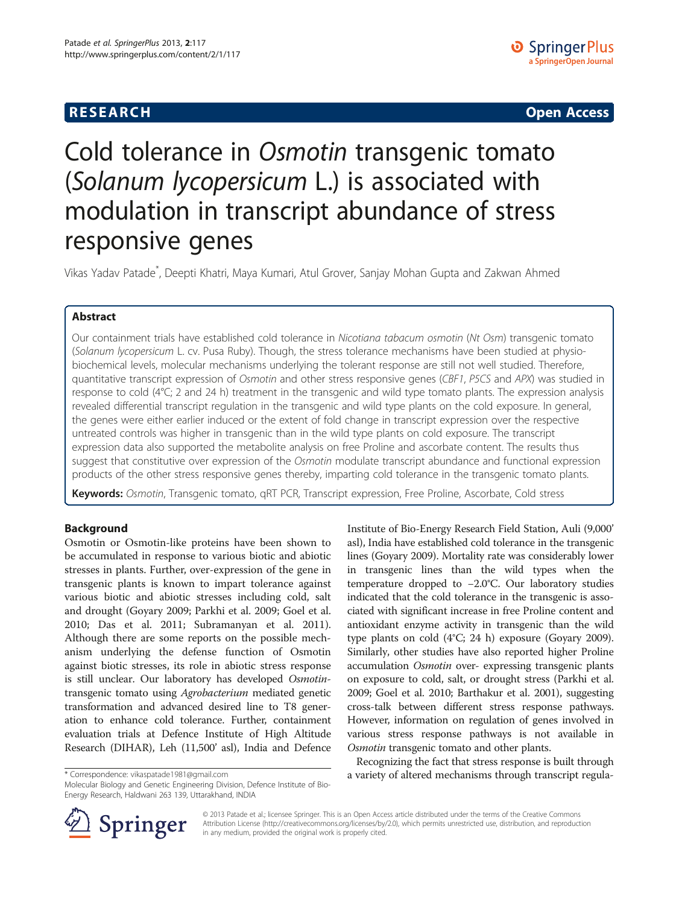**RESEARCH** **Open Access**

# Cold tolerance in *Osmotin* transgenic tomato (*Solanum lycopersicum* L.) is associated with modulation in transcript abundance of stress responsive genes

Vikas Yadav Patade*, Deepti Khatri, Maya Kumari, Atul Grover, Sanjay Mohan Gupta and Zakwan Ahmed

## Abstract

Our containment trials have established cold tolerance in *Nicotiana tabacum osmotin* (*Nt Osm*) transgenic tomato (*Solanum lycopersicum* L. cv. Pusa Ruby). Though, the stress tolerance mechanisms have been studied at physio-biochemical levels, molecular mechanisms underlying the tolerant response are still not well studied. Therefore, quantitative transcript expression of *Osmotin* and other stress responsive genes (*CBF1*, *P5CS* and *APX*) was studied in response to cold (4°C; 2 and 24 h) treatment in the transgenic and wild type tomato plants. The expression analysis revealed differential transcript regulation in the transgenic and wild type plants on the cold exposure. In general, the genes were either earlier induced or the extent of fold change in transcript expression over the respective untreated controls was higher in transgenic than in the wild type plants on cold exposure. The transcript expression data also supported the metabolite analysis on free Proline and ascorbate content. The results thus suggest that constitutive over expression of the *Osmotin* modulate transcript abundance and functional expression products of the other stress responsive genes thereby, imparting cold tolerance in the transgenic tomato plants.

**Keywords:** *Osmotin*, Transgenic tomato, qRT PCR, Transcript expression, Free Proline, Ascorbate, Cold stress

## Background

Osmotin or Osmotin-like proteins have been shown to be accumulated in response to various biotic and abiotic stresses in plants. Further, over-expression of the gene in transgenic plants is known to impart tolerance against various biotic and abiotic stresses including cold, salt and drought (Goyary 2009; Parkhi et al. 2009; Goel et al. 2010; Das et al. 2011; Subramanyan et al. 2011). Although there are some reports on the possible mechanism underlying the defense function of Osmotin against biotic stresses, its role in abiotic stress response is still unclear. Our laboratory has developed *Osmotin*-transgenic tomato using *Agrobacterium* mediated genetic transformation and advanced desired line to T8 generation to enhance cold tolerance. Further, containment evaluation trials at Defence Institute of High Altitude Research (DIHAR), Leh (11,500' asl), India and Defence Institute of Bio-Energy Research Field Station, Auli (9,000' asl), India have established cold tolerance in the transgenic lines (Goyary 2009). Mortality rate was considerably lower in transgenic lines than the wild types when the temperature dropped to −2.0°C. Our laboratory studies indicated that the cold tolerance in the transgenic is associated with significant increase in free Proline content and antioxidant enzyme activity in transgenic than the wild type plants on cold (4°C; 24 h) exposure (Goyary 2009). Similarly, other studies have also reported higher Proline accumulation *Osmotin* over- expressing transgenic plants on exposure to cold, salt, or drought stress (Parkhi et al. 2009; Goel et al. 2010; Barthakur et al. 2001), suggesting cross-talk between different stress response pathways. However, information on regulation of genes involved in various stress response pathways is not available in *Osmotin* transgenic tomato and other plants.

Recognizing the fact that stress response is built through a variety of altered mechanisms through transcript regula-

\* Correspondence: vikaspatade1981@gmail.com
Molecular Biology and Genetic Engineering Division, Defence Institute of Bio-Energy Research, Haldwani 263 139, Uttarakhand, INDIA

© 2013 Patade et al.; licensee Springer. This is an Open Access article distributed under the terms of the Creative Commons Attribution License (http://creativecommons.org/licenses/by/2.0), which permits unrestricted use, distribution, and reproduction in any medium, provided the original work is properly cited.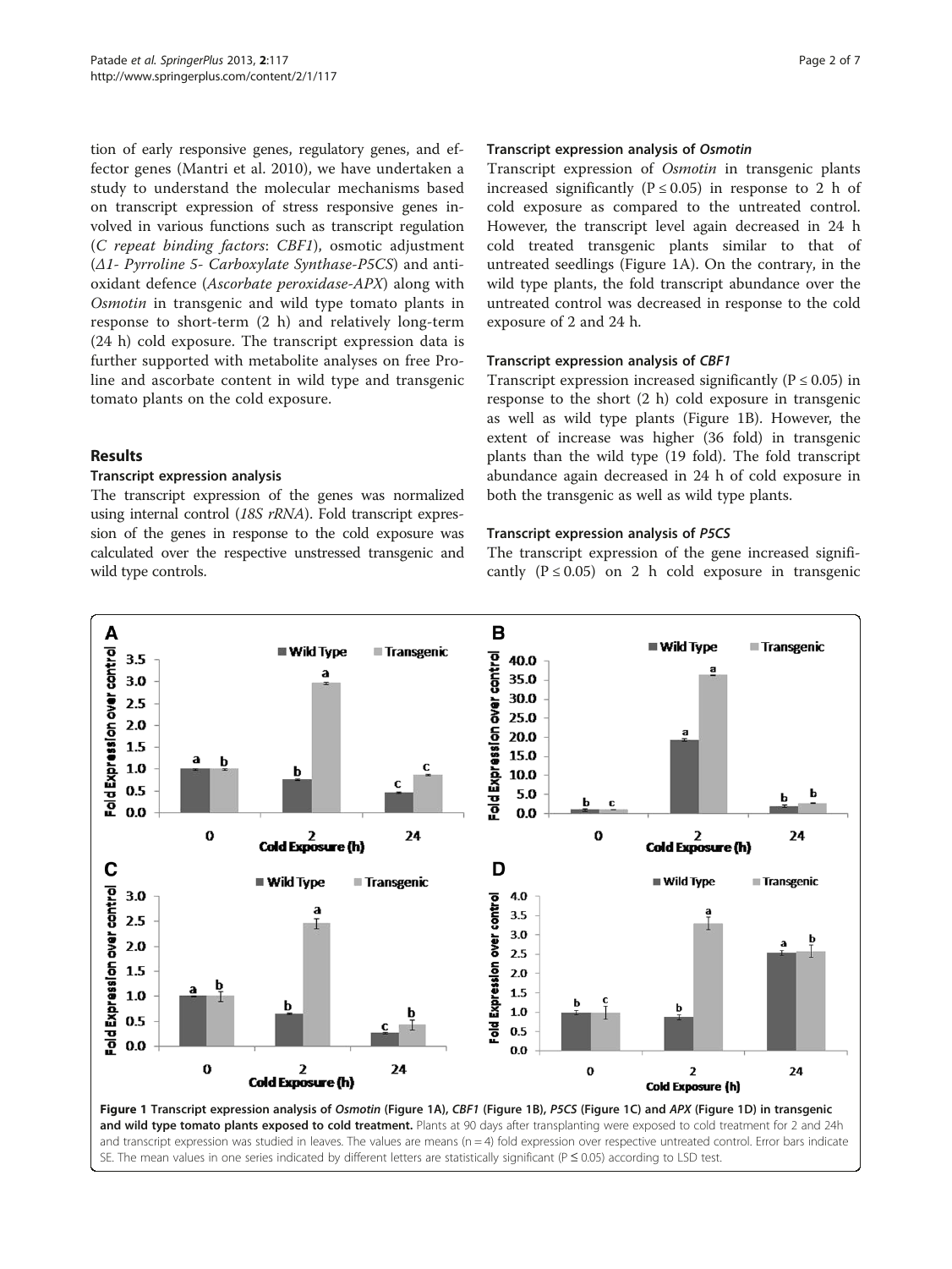tion of early responsive genes, regulatory genes, and effector genes (Mantri et al. 2010), we have undertaken a study to understand the molecular mechanisms based on transcript expression of stress responsive genes involved in various functions such as transcript regulation (*C repeat binding factors*: *CBF1*), osmotic adjustment (*Δ1- Pyrroline 5- Carboxylate Synthase-P5CS*) and antioxidant defence (*Ascorbate peroxidase-APX*) along with *Osmotin* in transgenic and wild type tomato plants in response to short-term (2 h) and relatively long-term (24 h) cold exposure. The transcript expression data is further supported with metabolite analyses on free Proline and ascorbate content in wild type and transgenic tomato plants on the cold exposure.

## Results

### Transcript expression analysis

The transcript expression of the genes was normalized using internal control (*18S rRNA*). Fold transcript expression of the genes in response to the cold exposure was calculated over the respective unstressed transgenic and wild type controls.

### Transcript expression analysis of *Osmotin*

Transcript expression of *Osmotin* in transgenic plants increased significantly ($P \leq 0.05$) in response to 2 h of cold exposure as compared to the untreated control. However, the transcript level again decreased in 24 h cold treated transgenic plants similar to that of untreated seedlings (Figure 1A). On the contrary, in the wild type plants, the fold transcript abundance over the untreated control was decreased in response to the cold exposure of 2 and 24 h.

### Transcript expression analysis of *CBF1*

Transcript expression increased significantly ($P \leq 0.05$) in response to the short (2 h) cold exposure in transgenic as well as wild type plants (Figure 1B). However, the extent of increase was higher (36 fold) in transgenic plants than the wild type (19 fold). The fold transcript abundance again decreased in 24 h of cold exposure in both the transgenic as well as wild type plants.

### Transcript expression analysis of *P5CS*

The transcript expression of the gene increased significantly ($P \leq 0.05$) on 2 h cold exposure in transgenic

**Figure 1 Transcript expression analysis of *Osmotin* (Figure 1A), *CBF1* (Figure 1B), *P5CS* (Figure 1C) and *APX* (Figure 1D) in transgenic and wild type tomato plants exposed to cold treatment.** Plants at 90 days after transplanting were exposed to cold treatment for 2 and 24h and transcript expression was studied in leaves. The values are means (n = 4) fold expression over respective untreated control. Error bars indicate SE. The mean values in one series indicated by different letters are statistically significant ($P \leq 0.05$) according to LSD test.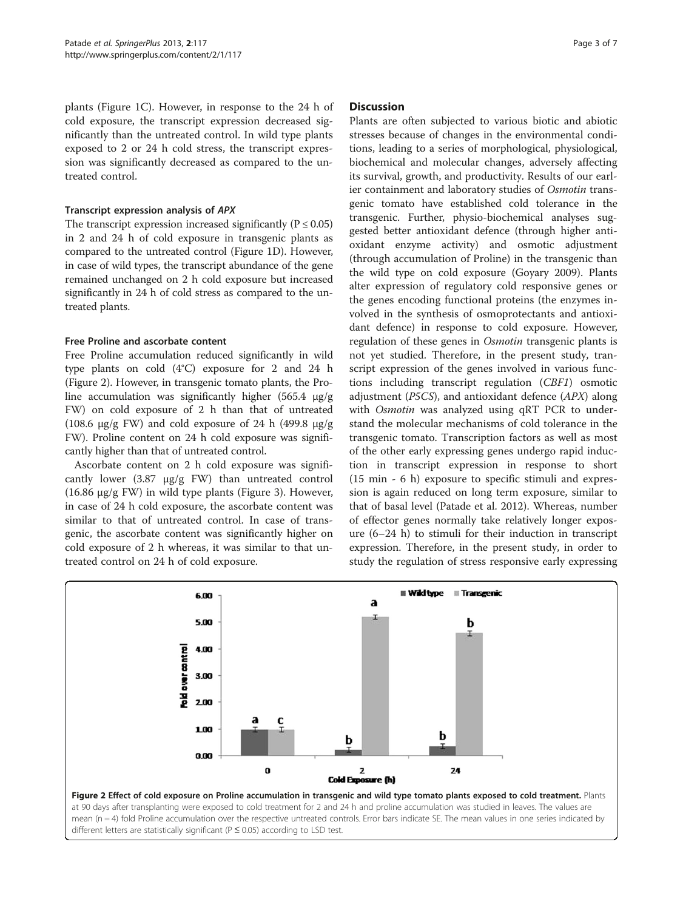plants (Figure 1C). However, in response to the 24 h of cold exposure, the transcript expression decreased significantly than the untreated control. In wild type plants exposed to 2 or 24 h cold stress, the transcript expression was significantly decreased as compared to the untreated control.

#### Transcript expression analysis of *APX*

The transcript expression increased significantly ($P \leq 0.05$) in 2 and 24 h of cold exposure in transgenic plants as compared to the untreated control (Figure 1D). However, in case of wild types, the transcript abundance of the gene remained unchanged on 2 h cold exposure but increased significantly in 24 h of cold stress as compared to the untreated plants.

#### Free Proline and ascorbate content

Free Proline accumulation reduced significantly in wild type plants on cold (4°C) exposure for 2 and 24 h (Figure 2). However, in transgenic tomato plants, the Proline accumulation was significantly higher (565.4 μg/g FW) on cold exposure of 2 h than that of untreated (108.6 μg/g FW) and cold exposure of 24 h (499.8 μg/g FW). Proline content on 24 h cold exposure was significantly higher than that of untreated control.

Ascorbate content on 2 h cold exposure was significantly lower (3.87 μg/g FW) than untreated control (16.86 μg/g FW) in wild type plants (Figure 3). However, in case of 24 h cold exposure, the ascorbate content was similar to that of untreated control. In case of transgenic, the ascorbate content was significantly higher on cold exposure of 2 h whereas, it was similar to that untreated control on 24 h of cold exposure.

## Discussion

Plants are often subjected to various biotic and abiotic stresses because of changes in the environmental conditions, leading to a series of morphological, physiological, biochemical and molecular changes, adversely affecting its survival, growth, and productivity. Results of our earlier containment and laboratory studies of *Osmotin* transgenic tomato have established cold tolerance in the transgenic. Further, physio-biochemical analyses suggested better antioxidant defence (through higher antioxidant enzyme activity) and osmotic adjustment (through accumulation of Proline) in the transgenic than the wild type on cold exposure (Goyary 2009). Plants alter expression of regulatory cold responsive genes or the genes encoding functional proteins (the enzymes involved in the synthesis of osmoprotectants and antioxidant defence) in response to cold exposure. However, regulation of these genes in *Osmotin* transgenic plants is not yet studied. Therefore, in the present study, transcript expression of the genes involved in various functions including transcript regulation (*CBF1*) osmotic adjustment (*P5CS*), and antioxidant defence (*APX*) along with *Osmotin* was analyzed using qRT PCR to understand the molecular mechanisms of cold tolerance in the transgenic tomato. Transcription factors as well as most of the other early expressing genes undergo rapid induction in transcript expression in response to short (15 min - 6 h) exposure to specific stimuli and expression is again reduced on long term exposure, similar to that of basal level (Patade et al. 2012). Whereas, number of effector genes normally take relatively longer exposure (6–24 h) to stimuli for their induction in transcript expression. Therefore, in the present study, in order to study the regulation of stress responsive early expressing

**Figure 2 Effect of cold exposure on Proline accumulation in transgenic and wild type tomato plants exposed to cold treatment.** Plants at 90 days after transplanting were exposed to cold treatment for 2 and 24 h and proline accumulation was studied in leaves. The values are mean (n = 4) fold Proline accumulation over the respective untreated controls. Error bars indicate SE. The mean values in one series indicated by different letters are statistically significant ($P \leq 0.05$) according to LSD test.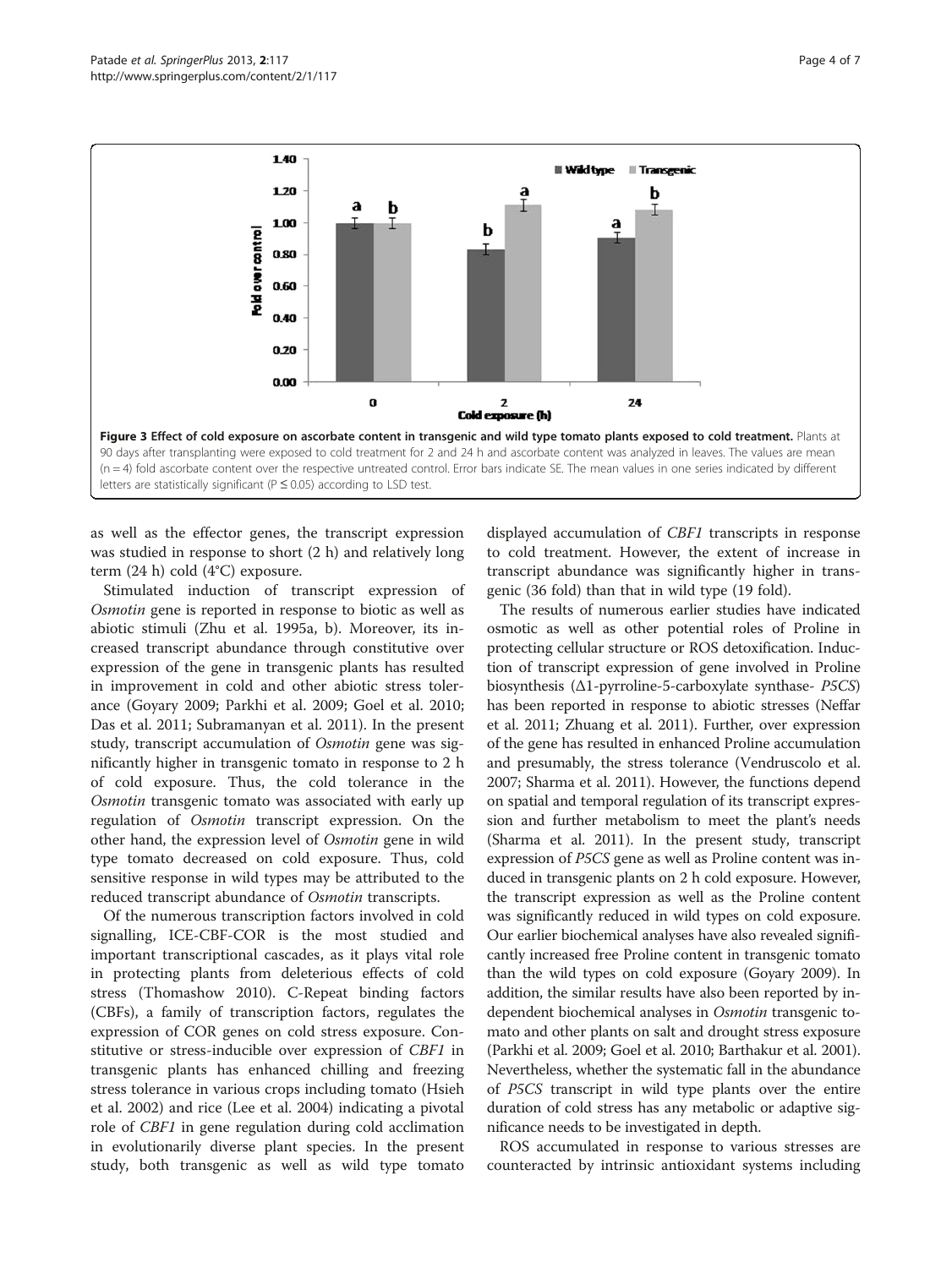**Figure 3 Effect of cold exposure on ascorbate content in transgenic and wild type tomato plants exposed to cold treatment.** Plants at 90 days after transplanting were exposed to cold treatment for 2 and 24 h and ascorbate content was analyzed in leaves. The values are mean (n = 4) fold ascorbate content over the respective untreated control. Error bars indicate SE. The mean values in one series indicated by different letters are statistically significant (P ≤ 0.05) according to LSD test.

as well as the effector genes, the transcript expression was studied in response to short (2 h) and relatively long term (24 h) cold (4°C) exposure.

Stimulated induction of transcript expression of *Osmotin* gene is reported in response to biotic as well as abiotic stimuli (Zhu et al. 1995a, b). Moreover, its increased transcript abundance through constitutive over expression of the gene in transgenic plants has resulted in improvement in cold and other abiotic stress tolerance (Goyary 2009; Parkhi et al. 2009; Goel et al. 2010; Das et al. 2011; Subramanyan et al. 2011). In the present study, transcript accumulation of *Osmotin* gene was significantly higher in transgenic tomato in response to 2 h of cold exposure. Thus, the cold tolerance in the *Osmotin* transgenic tomato was associated with early up regulation of *Osmotin* transcript expression. On the other hand, the expression level of *Osmotin* gene in wild type tomato decreased on cold exposure. Thus, cold sensitive response in wild types may be attributed to the reduced transcript abundance of *Osmotin* transcripts.

Of the numerous transcription factors involved in cold signalling, ICE-CBF-COR is the most studied and important transcriptional cascades, as it plays vital role in protecting plants from deleterious effects of cold stress (Thomashow 2010). C-Repeat binding factors (CBFs), a family of transcription factors, regulates the expression of COR genes on cold stress exposure. Constitutive or stress-inducible over expression of *CBF1* in transgenic plants has enhanced chilling and freezing stress tolerance in various crops including tomato (Hsieh et al. 2002) and rice (Lee et al. 2004) indicating a pivotal role of *CBF1* in gene regulation during cold acclimation in evolutionarily diverse plant species. In the present study, both transgenic as well as wild type tomato displayed accumulation of *CBF1* transcripts in response to cold treatment. However, the extent of increase in transcript abundance was significantly higher in transgenic (36 fold) than that in wild type (19 fold).

The results of numerous earlier studies have indicated osmotic as well as other potential roles of Proline in protecting cellular structure or ROS detoxification. Induction of transcript expression of gene involved in Proline biosynthesis (Δ1-pyrroline-5-carboxylate synthase- *P5CS*) has been reported in response to abiotic stresses (Neffar et al. 2011; Zhuang et al. 2011). Further, over expression of the gene has resulted in enhanced Proline accumulation and presumably, the stress tolerance (Vendruscolo et al. 2007; Sharma et al. 2011). However, the functions depend on spatial and temporal regulation of its transcript expression and further metabolism to meet the plant's needs (Sharma et al. 2011). In the present study, transcript expression of *P5CS* gene as well as Proline content was induced in transgenic plants on 2 h cold exposure. However, the transcript expression as well as the Proline content was significantly reduced in wild types on cold exposure. Our earlier biochemical analyses have also revealed significantly increased free Proline content in transgenic tomato than the wild types on cold exposure (Goyary 2009). In addition, the similar results have also been reported by independent biochemical analyses in *Osmotin* transgenic tomato and other plants on salt and drought stress exposure (Parkhi et al. 2009; Goel et al. 2010; Barthakur et al. 2001). Nevertheless, whether the systematic fall in the abundance of *P5CS* transcript in wild type plants over the entire duration of cold stress has any metabolic or adaptive significance needs to be investigated in depth.

ROS accumulated in response to various stresses are counteracted by intrinsic antioxidant systems including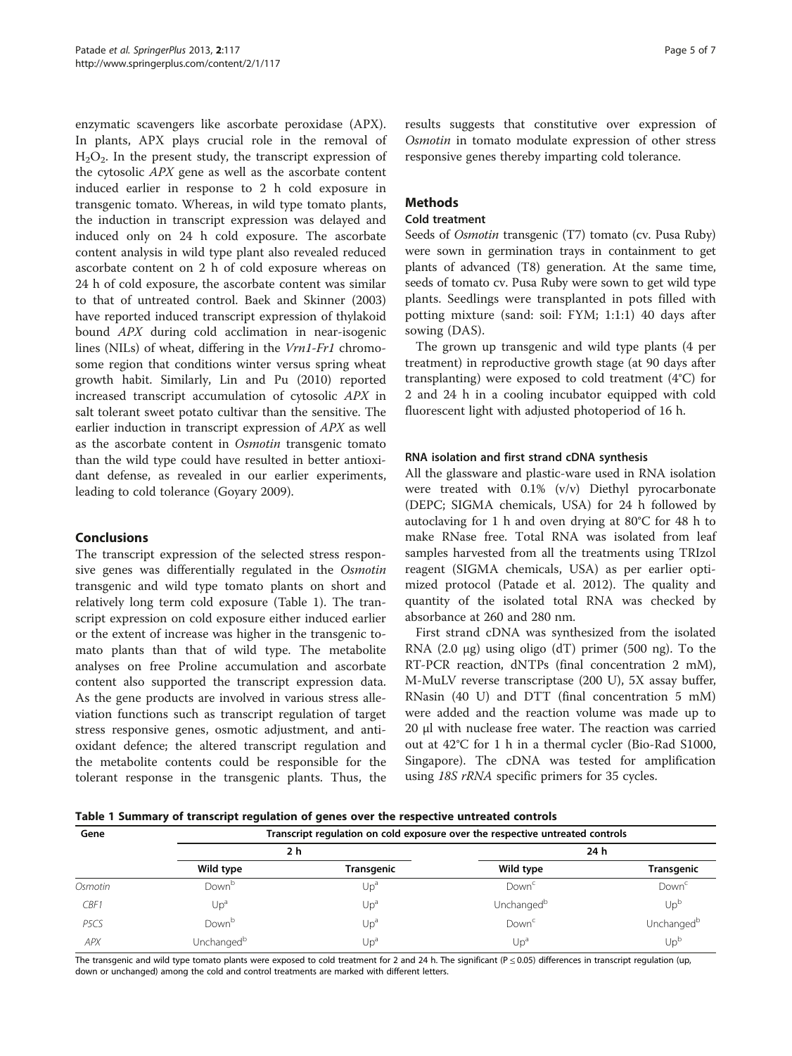enzymatic scavengers like ascorbate peroxidase (APX). In plants, APX plays crucial role in the removal of $H_2O_2$. In the present study, the transcript expression of the cytosolic *APX* gene as well as the ascorbate content induced earlier in response to 2 h cold exposure in transgenic tomato. Whereas, in wild type tomato plants, the induction in transcript expression was delayed and induced only on 24 h cold exposure. The ascorbate content analysis in wild type plant also revealed reduced ascorbate content on 2 h of cold exposure whereas on 24 h of cold exposure, the ascorbate content was similar to that of untreated control. Baek and Skinner (2003) have reported induced transcript expression of thylakoid bound *APX* during cold acclimation in near-isogenic lines (NILs) of wheat, differing in the *Vrn1-Fr1* chromosome region that conditions winter versus spring wheat growth habit. Similarly, Lin and Pu (2010) reported increased transcript accumulation of cytosolic *APX* in salt tolerant sweet potato cultivar than the sensitive. The earlier induction in transcript expression of *APX* as well as the ascorbate content in *Osmotin* transgenic tomato than the wild type could have resulted in better antioxidant defense, as revealed in our earlier experiments, leading to cold tolerance (Goyary 2009).

## Conclusions

The transcript expression of the selected stress responsive genes was differentially regulated in the *Osmotin* transgenic and wild type tomato plants on short and relatively long term cold exposure (Table 1). The transcript expression on cold exposure either induced earlier or the extent of increase was higher in the transgenic tomato plants than that of wild type. The metabolite analyses on free Proline accumulation and ascorbate content also supported the transcript expression data. As the gene products are involved in various stress alleviation functions such as transcript regulation of target stress responsive genes, osmotic adjustment, and antioxidant defence; the altered transcript regulation and the metabolite contents could be responsible for the tolerant response in the transgenic plants. Thus, the results suggests that constitutive over expression of *Osmotin* in tomato modulate expression of other stress responsive genes thereby imparting cold tolerance.

## Methods

### Cold treatment

Seeds of *Osmotin* transgenic (T7) tomato (cv. Pusa Ruby) were sown in germination trays in containment to get plants of advanced (T8) generation. At the same time, seeds of tomato cv. Pusa Ruby were sown to get wild type plants. Seedlings were transplanted in pots filled with potting mixture (sand: soil: FYM; 1:1:1) 40 days after sowing (DAS).

The grown up transgenic and wild type plants (4 per treatment) in reproductive growth stage (at 90 days after transplanting) were exposed to cold treatment (4°C) for 2 and 24 h in a cooling incubator equipped with cold fluorescent light with adjusted photoperiod of 16 h.

### RNA isolation and first strand cDNA synthesis

All the glassware and plastic-ware used in RNA isolation were treated with 0.1% (v/v) Diethyl pyrocarbonate (DEPC; SIGMA chemicals, USA) for 24 h followed by autoclaving for 1 h and oven drying at 80°C for 48 h to make RNase free. Total RNA was isolated from leaf samples harvested from all the treatments using TRIzol reagent (SIGMA chemicals, USA) as per earlier optimized protocol (Patade et al. 2012). The quality and quantity of the isolated total RNA was checked by absorbance at 260 and 280 nm.

First strand cDNA was synthesized from the isolated RNA (2.0 μg) using oligo (dT) primer (500 ng). To the RT-PCR reaction, dNTPs (final concentration 2 mM), M-MuLV reverse transcriptase (200 U), 5X assay buffer, RNasin (40 U) and DTT (final concentration 5 mM) were added and the reaction volume was made up to 20 μl with nuclease free water. The reaction was carried out at 42°C for 1 h in a thermal cycler (Bio-Rad S1000, Singapore). The cDNA was tested for amplification using *18S rRNA* specific primers for 35 cycles.

**Table 1 Summary of transcript regulation of genes over the respective untreated controls**

| Gene | Transcript regulation on cold exposure over the respective untreated controls | | | |
|---|---|---|---|---|
| | 2 h | | 24 h | |
| | Wild type | Transgenic | Wild type | Transgenic |
| *Osmotin* | Down[b] | Up[a] | Down[c] | Down[c] |
| *CBF1* | Up[a] | Up[a] | Unchanged[b] | Up[b] |
| *P5CS* | Down[b] | Up[a] | Down[c] | Unchanged[b] |
| *APX* | Unchanged[b] | Up[a] | Up[a] | Up[b] |

The transgenic and wild type tomato plants were exposed to cold treatment for 2 and 24 h. The significant ($P \leq 0.05$) differences in transcript regulation (up, down or unchanged) among the cold and control treatments are marked with different letters.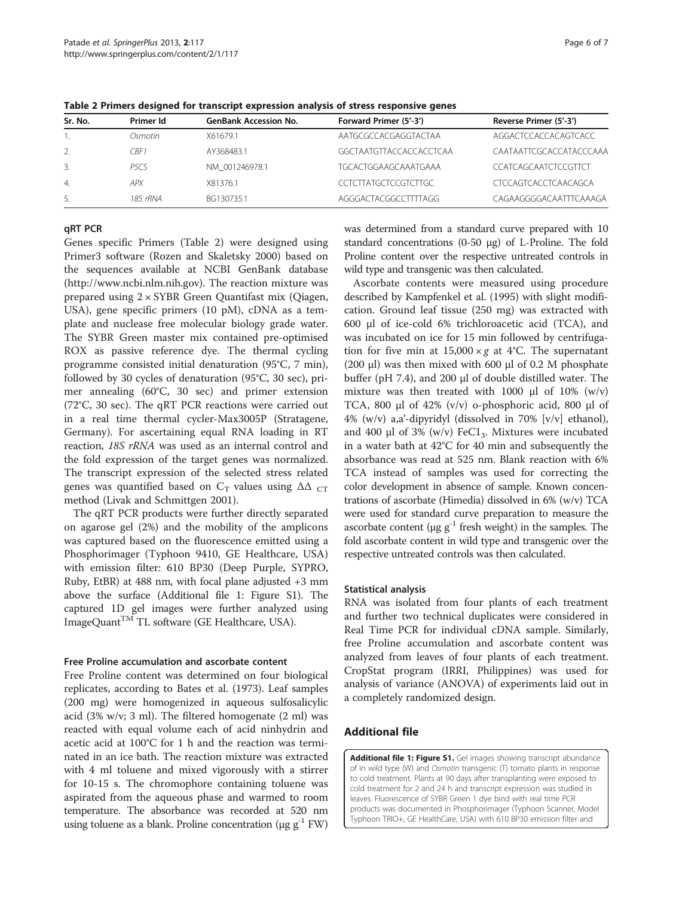**Table 2 Primers designed for transcript expression analysis of stress responsive genes**

| Sr. No. | Primer Id | GenBank Accession No. | Forward Primer (5'-3') | Reverse Primer (5'-3') |
|---|---|---|---|---|
| 1. | *Osmotin* | X61679.1 | AATGCGCCACGAGGTACTAA | AGGACTCCACCACAGTCACC |
| 2. | *CBF1* | AY368483.1 | GGCTAATGTTACCACCACCTCAA | CAATAATTCGCACCATACCCAAA |
| 3. | *P5CS* | NM_001246978.1 | TGCACTGGAAGCAAATGAAA | CCATCAGCAATCTCCGTTCT |
| 4. | *APX* | X81376.1 | CCTCTTATGCTCCGTCTTGC | CTCCAGTCACCTCAACAGCA |
| 5. | *18S rRNA* | BG130735.1 | AGGGACTACGGCCTTTTAGG | CAGAAGGGGACAATTTCAAAGA |

### qRT PCR

Genes specific Primers (Table 2) were designed using Primer3 software (Rozen and Skaletsky 2000) based on the sequences available at NCBI GenBank database (http://www.ncbi.nlm.nih.gov). The reaction mixture was prepared using 2 × SYBR Green Quantifast mix (Qiagen, USA), gene specific primers (10 pM), cDNA as a template and nuclease free molecular biology grade water. The SYBR Green master mix contained pre-optimised ROX as passive reference dye. The thermal cycling programme consisted initial denaturation (95°C, 7 min), followed by 30 cycles of denaturation (95°C, 30 sec), primer annealing (60°C, 30 sec) and primer extension (72°C, 30 sec). The qRT PCR reactions were carried out in a real time thermal cycler-Max3005P (Stratagene, Germany). For ascertaining equal RNA loading in RT reaction, *18S rRNA* was used as an internal control and the fold expression of the target genes was normalized. The transcript expression of the selected stress related genes was quantified based on $C_T$ values using $\Delta\Delta_{CT}$ method (Livak and Schmittgen 2001).

The qRT PCR products were further directly separated on agarose gel (2%) and the mobility of the amplicons was captured based on the fluorescence emitted using a Phosphorimager (Typhoon 9410, GE Healthcare, USA) with emission filter: 610 BP30 (Deep Purple, SYPRO, Ruby, EtBR) at 488 nm, with focal plane adjusted +3 mm above the surface (Additional file 1: Figure S1). The captured 1D gel images were further analyzed using ImageQuant™ TL software (GE Healthcare, USA).

### Free Proline accumulation and ascorbate content

Free Proline content was determined on four biological replicates, according to Bates et al. (1973). Leaf samples (200 mg) were homogenized in aqueous sulfosalicylic acid (3% w/v; 3 ml). The filtered homogenate (2 ml) was reacted with equal volume each of acid ninhydrin and acetic acid at 100°C for 1 h and the reaction was terminated in an ice bath. The reaction mixture was extracted with 4 ml toluene and mixed vigorously with a stirrer for 10-15 s. The chromophore containing toluene was aspirated from the aqueous phase and warmed to room temperature. The absorbance was recorded at 520 nm using toluene as a blank. Proline concentration (μg $g^{-1}$ FW) was determined from a standard curve prepared with 10 standard concentrations (0-50 μg) of L-Proline. The fold Proline content over the respective untreated controls in wild type and transgenic was then calculated.

Ascorbate contents were measured using procedure described by Kampfenkel et al. (1995) with slight modification. Ground leaf tissue (250 mg) was extracted with 600 μl of ice-cold 6% trichloroacetic acid (TCA), and was incubated on ice for 15 min followed by centrifugation for five min at 15,000 × *g* at 4°C. The supernatant (200 μl) was then mixed with 600 μl of 0.2 M phosphate buffer (pH 7.4), and 200 μl of double distilled water. The mixture was then treated with 1000 μl of 10% (w/v) TCA, 800 μl of 42% (v/v) o-phosphoric acid, 800 μl of 4% (w/v) a,a'-dipyridyl (dissolved in 70% [v/v] ethanol), and 400 μl of 3% (w/v) $FeCl_3$. Mixtures were incubated in a water bath at 42°C for 40 min and subsequently the absorbance was read at 525 nm. Blank reaction with 6% TCA instead of samples was used for correcting the color development in absence of sample. Known concentrations of ascorbate (Himedia) dissolved in 6% (w/v) TCA were used for standard curve preparation to measure the ascorbate content (μg $g^{-1}$ fresh weight) in the samples. The fold ascorbate content in wild type and transgenic over the respective untreated controls was then calculated.

### Statistical analysis

RNA was isolated from four plants of each treatment and further two technical duplicates were considered in Real Time PCR for individual cDNA sample. Similarly, free Proline accumulation and ascorbate content was analyzed from leaves of four plants of each treatment. CropStat program (IRRI, Philippines) was used for analysis of variance (ANOVA) of experiments laid out in a completely randomized design.

## Additional file

**Additional file 1: Figure S1.** Gel images showing transcript abundance of in wild type (W) and *Osmotin* transgenic (T) tomato plants in response to cold treatment. Plants at 90 days after transplanting were exposed to cold treatment for 2 and 24 h and transcript expression was studied in leaves. Fluorescence of SYBR Green 1 dye bind with real time PCR products was documented in Phosphorimager (Typhoon Scanner, Model Typhoon TRIO+, GE HealthCare, USA) with 610 BP30 emission filter and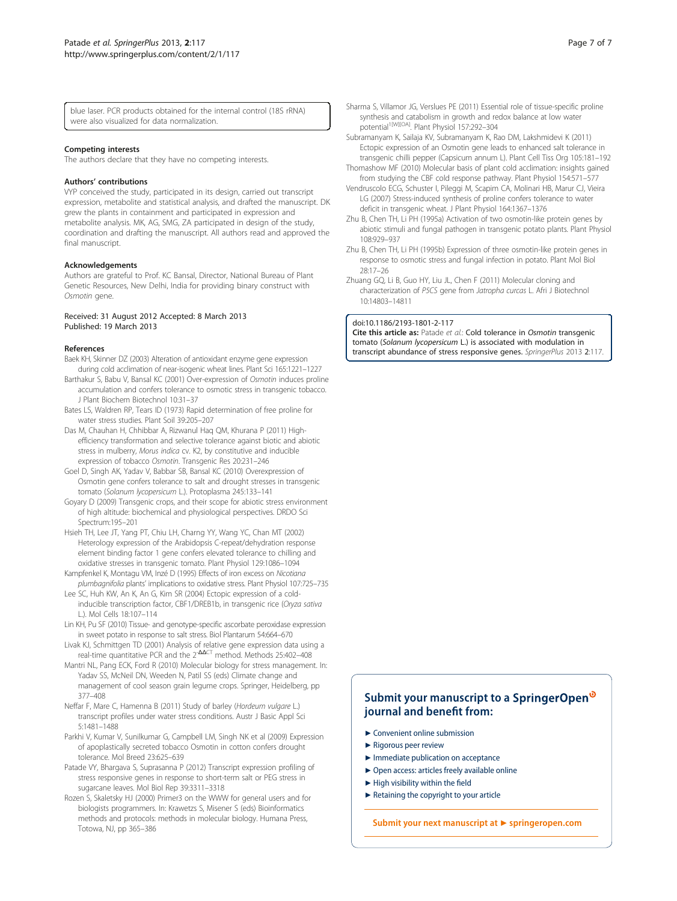blue laser. PCR products obtained for the internal control (18S rRNA) were also visualized for data normalization.

### Competing interests

The authors declare that they have no competing interests.

### Authors' contributions

VYP conceived the study, participated in its design, carried out transcript expression, metabolite and statistical analysis, and drafted the manuscript. DK grew the plants in containment and participated in expression and metabolite analysis. MK, AG, SMG, ZA participated in design of the study, coordination and drafting the manuscript. All authors read and approved the final manuscript.

### Acknowledgements

Authors are grateful to Prof. KC Bansal, Director, National Bureau of Plant Genetic Resources, New Delhi, India for providing binary construct with *Osmotin* gene.

Received: 31 August 2012 Accepted: 8 March 2013
Published: 19 March 2013

### References

Baek KH, Skinner DZ (2003) Alteration of antioxidant enzyme gene expression during cold acclimation of near-isogenic wheat lines. Plant Sci 165:1221–1227

Barthakur S, Babu V, Bansal KC (2001) Over-expression of *Osmotin* induces proline accumulation and confers tolerance to osmotic stress in transgenic tobacco. J Plant Biochem Biotechnol 10:31–37

Bates LS, Waldren RP, Tears ID (1973) Rapid determination of free proline for water stress studies. Plant Soil 39:205–207

Das M, Chauhan H, Chhibbar A, Rizwanul Haq QM, Khurana P (2011) High-efficiency transformation and selective tolerance against biotic and abiotic stress in mulberry, *Morus indica* cv. K2, by constitutive and inducible expression of tobacco *Osmotin*. Transgenic Res 20:231–246

Goel D, Singh AK, Yadav V, Babbar SB, Bansal KC (2010) Overexpression of Osmotin gene confers tolerance to salt and drought stresses in transgenic tomato (*Solanum lycopersicum* L.). Protoplasma 245:133–141

Goyary D (2009) Transgenic crops, and their scope for abiotic stress environment of high altitude: biochemical and physiological perspectives. DRDO Sci Spectrum:195–201

Hsieh TH, Lee JT, Yang PT, Chiu LH, Charng YY, Wang YC, Chan MT (2002) Heterology expression of the Arabidopsis C-repeat/dehydration response element binding factor 1 gene confers elevated tolerance to chilling and oxidative stresses in transgenic tomato. Plant Physiol 129:1086–1094

Kampfenkel K, Montagu VM, Inzé D (1995) Effects of iron excess on *Nicotiana plumbagnifolia* plants' implications to oxidative stress. Plant Physiol 107:725–735

Lee SC, Huh KW, An K, An G, Kim SR (2004) Ectopic expression of a cold-inducible transcription factor, CBF1/DREB1b, in transgenic rice (*Oryza sativa* L.). Mol Cells 18:107–114

Lin KH, Pu SF (2010) Tissue- and genotype-specific ascorbate peroxidase expression in sweet potato in response to salt stress. Biol Plantarum 54:664–670

Livak KJ, Schmittgen TD (2001) Analysis of relative gene expression data using a real-time quantitative PCR and the $2^{-\Delta\Delta CT}$ method. Methods 25:402–408

Mantri NL, Pang ECK, Ford R (2010) Molecular biology for stress management. In: Yadav SS, McNeil DN, Weeden N, Patil SS (eds) Climate change and management of cool season grain legume crops. Springer, Heidelberg, pp 377–408

Neffar F, Mare C, Hamenna B (2011) Study of barley (*Hordeum vulgare* L.) transcript profiles under water stress conditions. Austr J Basic Appl Sci 5:1481–1488

Parkhi V, Kumar V, Sunilkumar G, Campbell LM, Singh NK et al (2009) Expression of apoplastically secreted tobacco Osmotin in cotton confers drought tolerance. Mol Breed 23:625–639

Patade VY, Bhargava S, Suprasanna P (2012) Transcript expression profiling of stress responsive genes in response to short-term salt or PEG stress in sugarcane leaves. Mol Biol Rep 39:3311–3318

Rozen S, Skaletsky HJ (2000) Primer3 on the WWW for general users and for biologists programmers. In: Krawetzs S, Misener S (eds) Bioinformatics methods and protocols: methods in molecular biology. Humana Press, Totowa, NJ, pp 365–386

Sharma S, Villamor JG, Verslues PE (2011) Essential role of tissue-specific proline synthesis and catabolism in growth and redox balance at low water potential[1[W][OA]]. Plant Physiol 157:292–304

Subramanyam K, Sailaja KV, Subramanyam K, Rao DM, Lakshmidevi K (2011) Ectopic expression of an Osmotin gene leads to enhanced salt tolerance in transgenic chilli pepper (Capsicum annum L). Plant Cell Tiss Org 105:181–192

Thomashow MF (2010) Molecular basis of plant cold acclimation: insights gained from studying the CBF cold response pathway. Plant Physiol 154:571–577

Vendruscolo ECG, Schuster I, Pileggi M, Scapim CA, Molinari HB, Marur CJ, Vieira LG (2007) Stress-induced synthesis of proline confers tolerance to water deficit in transgenic wheat. J Plant Physiol 164:1367–1376

Zhu B, Chen TH, Li PH (1995a) Activation of two osmotin-like protein genes by abiotic stimuli and fungal pathogen in transgenic potato plants. Plant Physiol 108:929–937

Zhu B, Chen TH, Li PH (1995b) Expression of three osmotin-like protein genes in response to osmotic stress and fungal infection in potato. Plant Mol Biol 28:17–26

Zhuang GQ, Li B, Guo HY, Liu JL, Chen F (2011) Molecular cloning and characterization of *P5CS* gene from *Jatropha curcas* L. Afri J Biotechnol 10:14803–14811

doi:10.1186/2193-1801-2-117

**Cite this article as:** Patade *et al.*: Cold tolerance in *Osmotin* transgenic tomato (*Solanum lycopersicum* L.) is associated with modulation in transcript abundance of stress responsive genes. *SpringerPlus* 2013 **2**:117.

**Submit your manuscript to a SpringerOpen journal and benefit from:**

- ► Convenient online submission
- ► Rigorous peer review
- ► Immediate publication on acceptance
- ► Open access: articles freely available online
- ► High visibility within the field
- ► Retaining the copyright to your article

**Submit your next manuscript at ► springeropen.com**